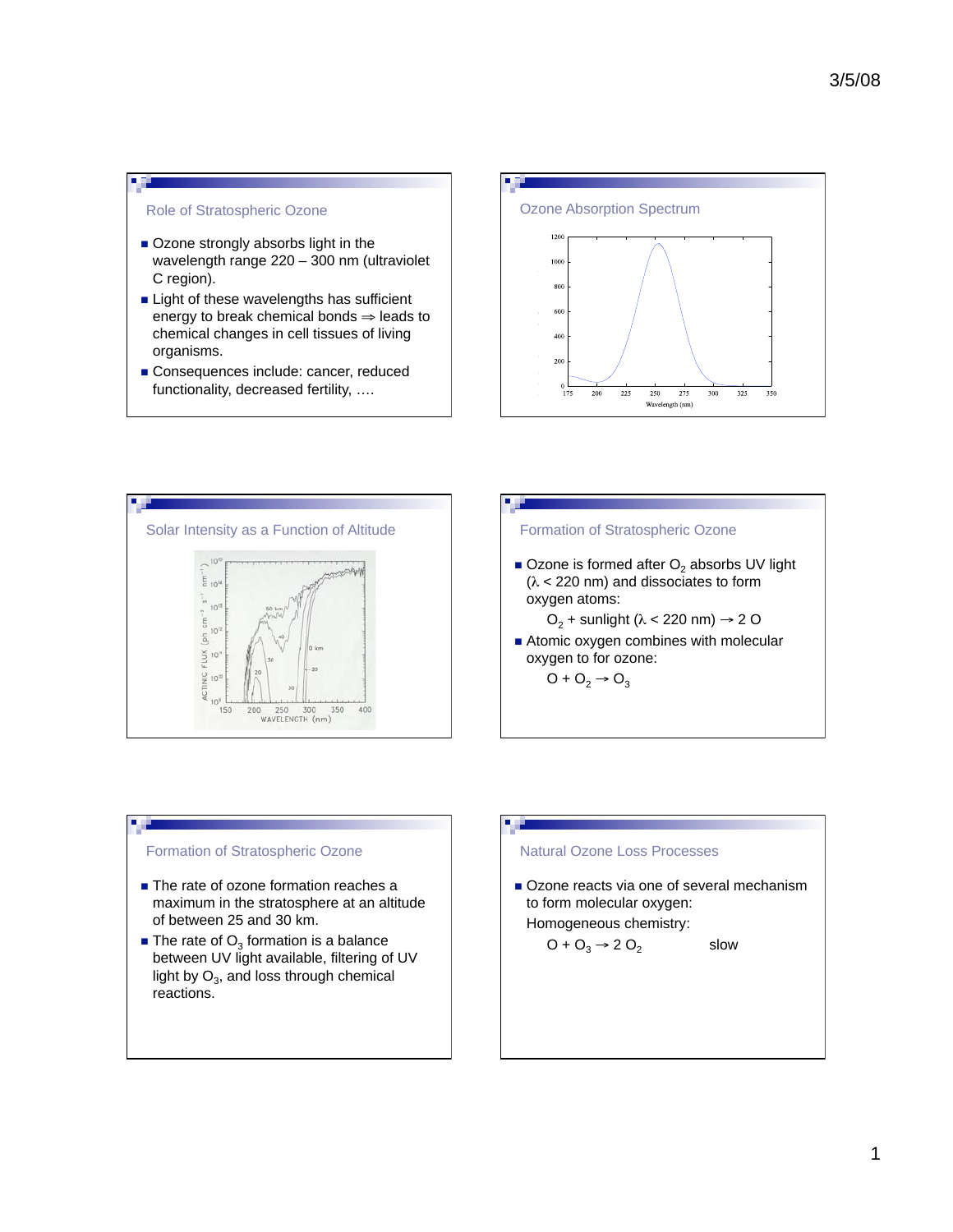## Role of Stratospheric Ozone

- Ozone strongly absorbs light in the wavelength range 220 – 300 nm (ultraviolet C region).
- Light of these wavelengths has sufficient energy to break chemical bonds ⇒ leads to chemical changes in cell tissues of living organisms.
- Consequences include: cancer, reduced functionality, decreased fertility, ….

## Ozone Absorption Spectrum

## Solar Intensity as a Function of Altitude

## Formation of Stratospheric Ozone

- Ozone is formed after $O_2$ absorbs UV light ($\lambda$ < 220 nm) and dissociates to form oxygen atoms:

  $O_2$ + sunlight ($\lambda$ < 220 nm) → 2 O

- Atomic oxygen combines with molecular oxygen to for ozone:

  $O + O_2 \rightarrow O_3$

## Formation of Stratospheric Ozone

- The rate of ozone formation reaches a maximum in the stratosphere at an altitude of between 25 and 30 km.
- The rate of $O_3$ formation is a balance between UV light available, filtering of UV light by $O_3$, and loss through chemical reactions.

## Natural Ozone Loss Processes

- Ozone reacts via one of several mechanism to form molecular oxygen:

  Homogeneous chemistry:

  $O + O_3 \rightarrow 2\ O_2$ slow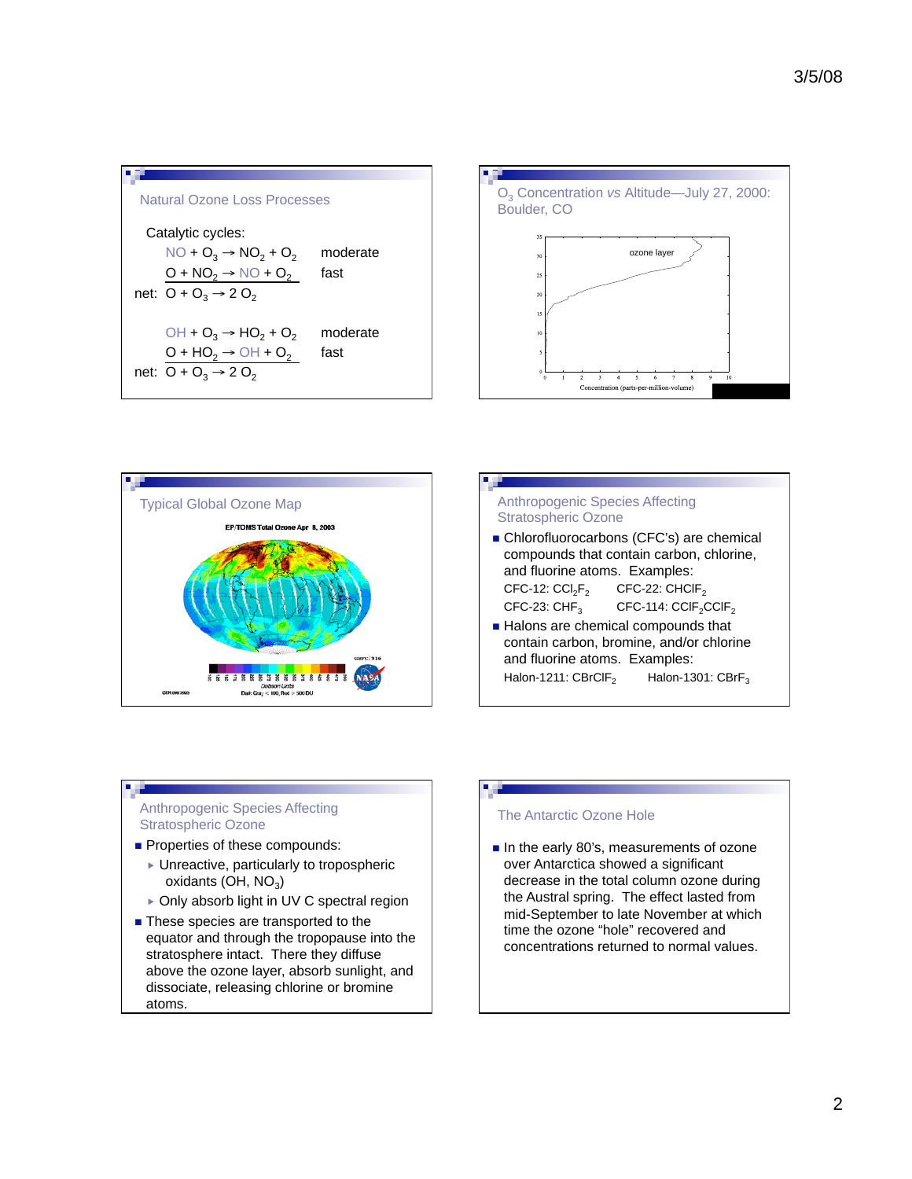## Natural Ozone Loss Processes

Catalytic cycles:

$NO + O_3 \rightarrow NO_2 + O_2$ moderate

$O + NO_2 \rightarrow NO + O_2$ fast

net: $O + O_3 \rightarrow 2\ O_2$

$OH + O_3 \rightarrow HO_2 + O_2$ moderate

$O + HO_2 \rightarrow OH + O_2$ fast

net: $O + O_3 \rightarrow 2\ O_2$

## $O_3$ Concentration *vs* Altitude—July 27, 2000: Boulder, CO

ozone layer

Concentration (parts-per-million-volume)

## Typical Global Ozone Map

EP/TOMS Total Ozone Apr 8, 2003

Dobson Units

Dark Gray < 100, Red > 500 DU

## Anthropogenic Species Affecting Stratospheric Ozone

- Chlorofluorocarbons (CFC's) are chemical compounds that contain carbon, chlorine, and fluorine atoms. Examples:

  CFC-12: $CCl_2F_2$ CFC-22: $CHClF_2$

  CFC-23: $CHF_3$ CFC-114: $CClF_2CClF_2$

- Halons are chemical compounds that contain carbon, bromine, and/or chlorine and fluorine atoms. Examples:

  Halon-1211: $CBrClF_2$ Halon-1301: $CBrF_3$

## Anthropogenic Species Affecting Stratospheric Ozone

- Properties of these compounds:
  - Unreactive, particularly to tropospheric oxidants (OH, $NO_3$)
  - Only absorb light in UV C spectral region
- These species are transported to the equator and through the tropopause into the stratosphere intact. There they diffuse above the ozone layer, absorb sunlight, and dissociate, releasing chlorine or bromine atoms.

## The Antarctic Ozone Hole

- In the early 80's, measurements of ozone over Antarctica showed a significant decrease in the total column ozone during the Austral spring. The effect lasted from mid-September to late November at which time the ozone "hole" recovered and concentrations returned to normal values.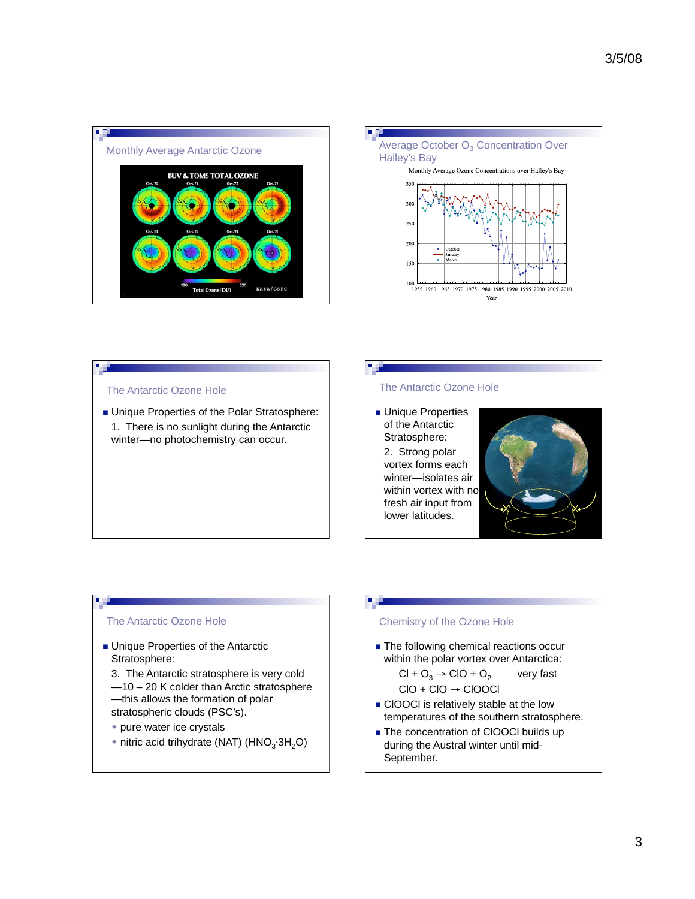## Monthly Average Antarctic Ozone

BUV & TOMS TOTAL OZONE

## Average October $O_3$ Concentration Over Halley's Bay

Monthly Average Ozone Concentrations over Halley's Bay

## The Antarctic Ozone Hole

- Unique Properties of the Polar Stratosphere:
  1. There is no sunlight during the Antarctic winter—no photochemistry can occur.

## The Antarctic Ozone Hole

- Unique Properties of the Antarctic Stratosphere:
  2. Strong polar vortex forms each winter—isolates air within vortex with no fresh air input from lower latitudes.

## The Antarctic Ozone Hole

- Unique Properties of the Antarctic Stratosphere:
  3. The Antarctic stratosphere is very cold—10 – 20 K colder than Arctic stratosphere—this allows the formation of polar stratospheric clouds (PSC's).
    - pure water ice crystals
    - nitric acid trihydrate (NAT) ($HNO_3 \cdot 3H_2O$)

## Chemistry of the Ozone Hole

- The following chemical reactions occur within the polar vortex over Antarctica:

  $Cl + O_3 \rightarrow ClO + O_2$ very fast

  $ClO + ClO \rightarrow ClOOCl$
- ClOOCl is relatively stable at the low temperatures of the southern stratosphere.
- The concentration of ClOOCl builds up during the Austral winter until mid-September.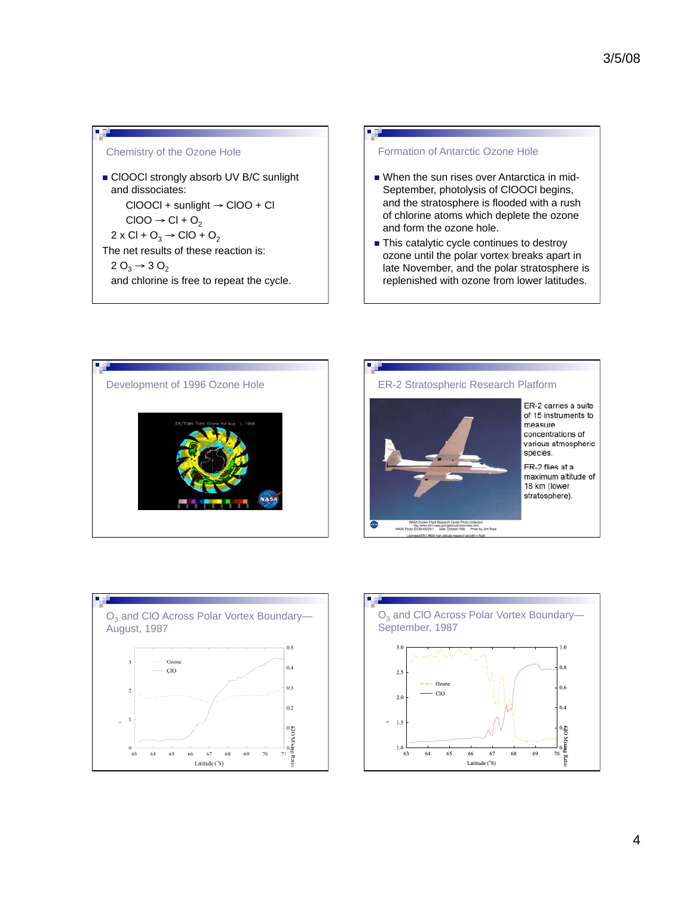## Chemistry of the Ozone Hole

- ClOOCl strongly absorb UV B/C sunlight and dissociates:

  ClOOCl + sunlight → ClOO + Cl

  ClOO → Cl + $O_2$

  2 x Cl + $O_3$ → ClO + $O_2$

The net results of these reaction is:

  2 $O_3$ → 3 $O_2$

  and chlorine is free to repeat the cycle.

## Formation of Antarctic Ozone Hole

- When the sun rises over Antarctica in mid-September, photolysis of ClOOCl begins, and the stratosphere is flooded with a rush of chlorine atoms which deplete the ozone and form the ozone hole.
- This catalytic cycle continues to destroy ozone until the polar vortex breaks apart in late November, and the polar stratosphere is replenished with ozone from lower latitudes.

## Development of 1996 Ozone Hole

EP/TOMS Total Ozone for Aug. 1, 1996

## ER-2 Stratospheric Research Platform

ER-2 carries a suite of 15 instruments to measure concentrations of various atmospheric species.

ER-2 flies at a maximum altitude of 18 km (lower stratosphere).

NASA Dryden Flight Research Center Photo Collection
NASA Photo: EC99-45225-1 Date: October 1999 Photo by: Jim Ross
Lockheed ER-2 #809 high altitude research aircraft in flight

## $O_3$ and ClO Across Polar Vortex Boundary—August, 1987

Ozone
ClO
Latitude (°S)
ClO Mixing Ratio

## $O_3$ and ClO Across Polar Vortex Boundary—September, 1987

Ozone
ClO
Latitude (°S)
ClO Mixing Ratio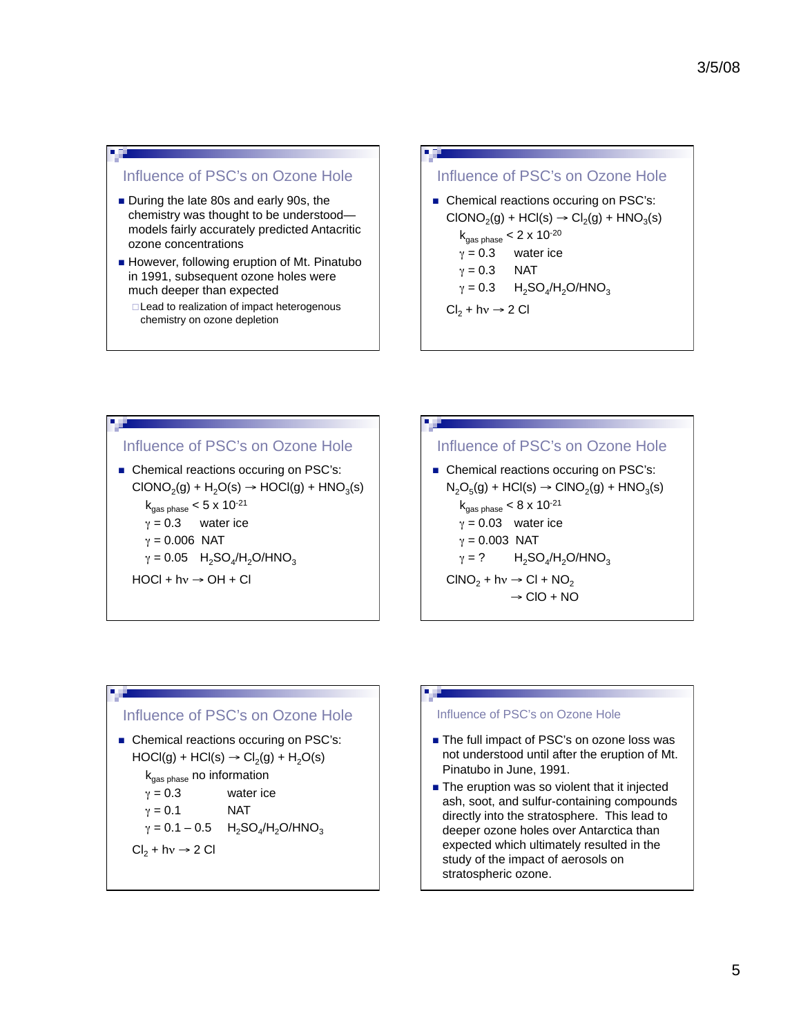## Influence of PSC's on Ozone Hole

- During the late 80s and early 90s, the chemistry was thought to be understood—models fairly accurately predicted Antacritic ozone concentrations
- However, following eruption of Mt. Pinatubo in 1991, subsequent ozone holes were much deeper than expected
  - Lead to realization of impact heterogenous chemistry on ozone depletion

## Influence of PSC's on Ozone Hole

- Chemical reactions occuring on PSC's:

  $ClONO_2(g) + HCl(s) \rightarrow Cl_2(g) + HNO_3(s)$

  $k_{gas\ phase} < 2 \times 10^{-20}$

  $\gamma = 0.3$ water ice

  $\gamma = 0.3$ NAT

  $\gamma = 0.3$ $H_2SO_4/H_2O/HNO_3$

  $Cl_2 + h\nu \rightarrow 2\ Cl$

## Influence of PSC's on Ozone Hole

- Chemical reactions occuring on PSC's:

  $ClONO_2(g) + H_2O(s) \rightarrow HOCl(g) + HNO_3(s)$

  $k_{gas\ phase} < 5 \times 10^{-21}$

  $\gamma = 0.3$ water ice

  $\gamma = 0.006$ NAT

  $\gamma = 0.05$ $H_2SO_4/H_2O/HNO_3$

  $HOCl + h\nu \rightarrow OH + Cl$

## Influence of PSC's on Ozone Hole

- Chemical reactions occuring on PSC's:

  $N_2O_5(g) + HCl(s) \rightarrow ClNO_2(g) + HNO_3(s)$

  $k_{gas\ phase} < 8 \times 10^{-21}$

  $\gamma = 0.03$ water ice

  $\gamma = 0.003$ NAT

  $\gamma = ?$ $H_2SO_4/H_2O/HNO_3$

  $ClNO_2 + h\nu \rightarrow Cl + NO_2$

  $\rightarrow ClO + NO$

## Influence of PSC's on Ozone Hole

- Chemical reactions occuring on PSC's:

  $HOCl(g) + HCl(s) \rightarrow Cl_2(g) + H_2O(s)$

  $k_{gas\ phase}$ no information

  $\gamma = 0.3$ water ice

  $\gamma = 0.1$ NAT

  $\gamma = 0.1 – 0.5$ $H_2SO_4/H_2O/HNO_3$

  $Cl_2 + h\nu \rightarrow 2\ Cl$

## Influence of PSC's on Ozone Hole

- The full impact of PSC's on ozone loss was not understood until after the eruption of Mt. Pinatubo in June, 1991.
- The eruption was so violent that it injected ash, soot, and sulfur-containing compounds directly into the stratosphere. This lead to deeper ozone holes over Antarctica than expected which ultimately resulted in the study of the impact of aerosols on stratospheric ozone.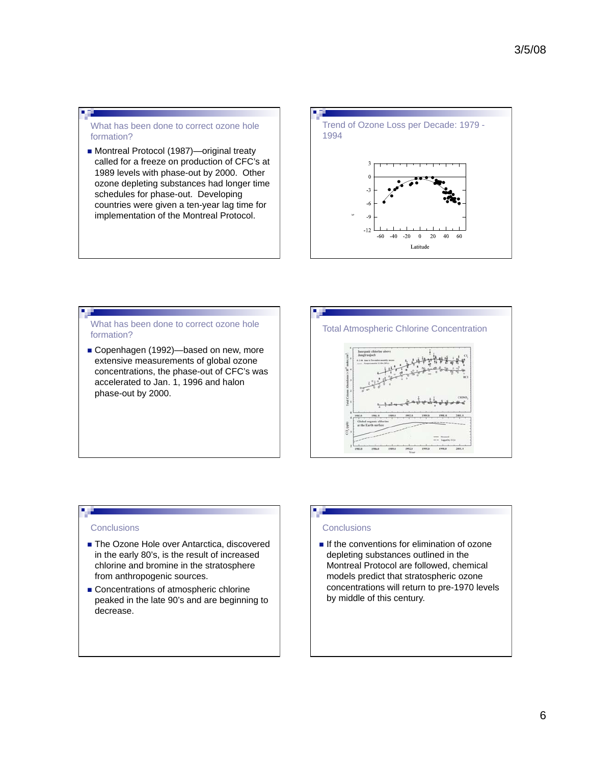## What has been done to correct ozone hole formation?

- Montreal Protocol (1987)—original treaty called for a freeze on production of CFC's at 1989 levels with phase-out by 2000. Other ozone depleting substances had longer time schedules for phase-out. Developing countries were given a ten-year lag time for implementation of the Montreal Protocol.

## Trend of Ozone Loss per Decade: 1979 - 1994

3
0
-3
-6
-9
-12
-60 -40 -20 0 20 40 60
Latitude

## What has been done to correct ozone hole formation?

- Copenhagen (1992)—based on new, more extensive measurements of global ozone concentrations, the phase-out of CFC's was accelerated to Jan. 1, 1996 and halon phase-out by 2000.

## Total Atmospheric Chlorine Concentration

Inorganic chlorine above Jungfraujoch
$Cl_y$
HCl
$ClONO_2$
Global organic chlorine at the Earth surface
Year

## Conclusions

- The Ozone Hole over Antarctica, discovered in the early 80's, is the result of increased chlorine and bromine in the stratosphere from anthropogenic sources.
- Concentrations of atmospheric chlorine peaked in the late 90's and are beginning to decrease.

## Conclusions

- If the conventions for elimination of ozone depleting substances outlined in the Montreal Protocol are followed, chemical models predict that stratospheric ozone concentrations will return to pre-1970 levels by middle of this century.